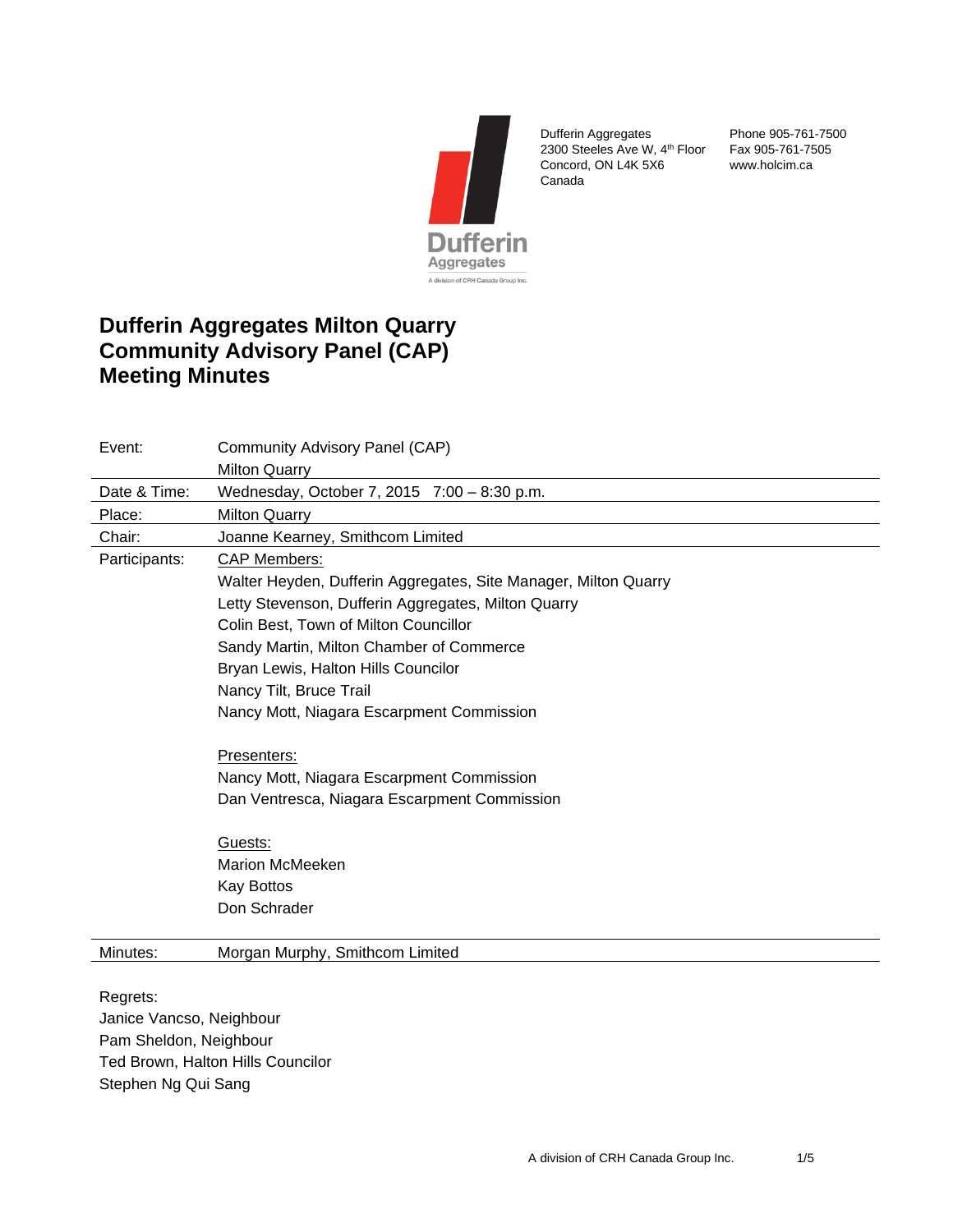Dufferin Aggregates
A division of CRH Canada Group Inc.

Dufferin Aggregates
2300 Steeles Ave W, 4th Floor
Concord, ON L4K 5X6
Canada

Phone 905-761-7500
Fax 905-761-7505
www.holcim.ca

# Dufferin Aggregates Milton Quarry Community Advisory Panel (CAP) Meeting Minutes

| | |
|---|---|
| Event: | Community Advisory Panel (CAP)<br>Milton Quarry |
| Date & Time: | Wednesday, October 7, 2015  7:00 – 8:30 p.m. |
| Place: | Milton Quarry |
| Chair: | Joanne Kearney, Smithcom Limited |
| Participants: | CAP Members:<br>Walter Heyden, Dufferin Aggregates, Site Manager, Milton Quarry<br>Letty Stevenson, Dufferin Aggregates, Milton Quarry<br>Colin Best, Town of Milton Councillor<br>Sandy Martin, Milton Chamber of Commerce<br>Bryan Lewis, Halton Hills Councilor<br>Nancy Tilt, Bruce Trail<br>Nancy Mott, Niagara Escarpment Commission<br><br>Presenters:<br>Nancy Mott, Niagara Escarpment Commission<br>Dan Ventresca, Niagara Escarpment Commission<br><br>Guests:<br>Marion McMeeken<br>Kay Bottos<br>Don Schrader |
| Minutes: | Morgan Murphy, Smithcom Limited |

Regrets:
Janice Vancso, Neighbour
Pam Sheldon, Neighbour
Ted Brown, Halton Hills Councilor
Stephen Ng Qui Sang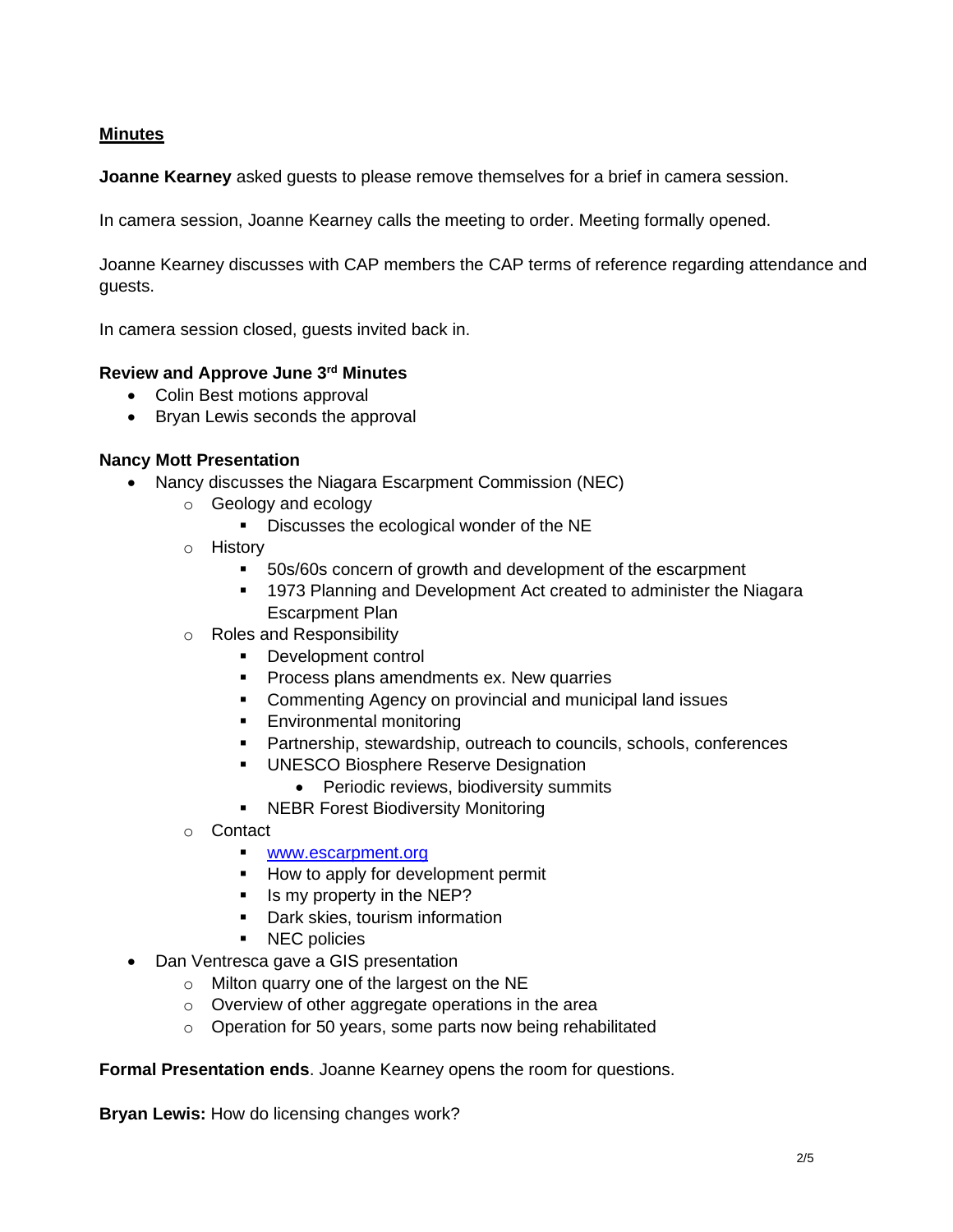## Minutes

**Joanne Kearney** asked guests to please remove themselves for a brief in camera session.

In camera session, Joanne Kearney calls the meeting to order. Meeting formally opened.

Joanne Kearney discusses with CAP members the CAP terms of reference regarding attendance and guests.

In camera session closed, guests invited back in.

**Review and Approve June 3rd Minutes**

- Colin Best motions approval
- Bryan Lewis seconds the approval

**Nancy Mott Presentation**

- Nancy discusses the Niagara Escarpment Commission (NEC)
  - Geology and ecology
    - Discusses the ecological wonder of the NE
  - History
    - 50s/60s concern of growth and development of the escarpment
    - 1973 Planning and Development Act created to administer the Niagara Escarpment Plan
  - Roles and Responsibility
    - Development control
    - Process plans amendments ex. New quarries
    - Commenting Agency on provincial and municipal land issues
    - Environmental monitoring
    - Partnership, stewardship, outreach to councils, schools, conferences
    - UNESCO Biosphere Reserve Designation
      - Periodic reviews, biodiversity summits
    - NEBR Forest Biodiversity Monitoring
  - Contact
    - [www.escarpment.org](http://www.escarpment.org)
    - How to apply for development permit
    - Is my property in the NEP?
    - Dark skies, tourism information
    - NEC policies
- Dan Ventresca gave a GIS presentation
  - Milton quarry one of the largest on the NE
  - Overview of other aggregate operations in the area
  - Operation for 50 years, some parts now being rehabilitated

**Formal Presentation ends**. Joanne Kearney opens the room for questions.

**Bryan Lewis:** How do licensing changes work?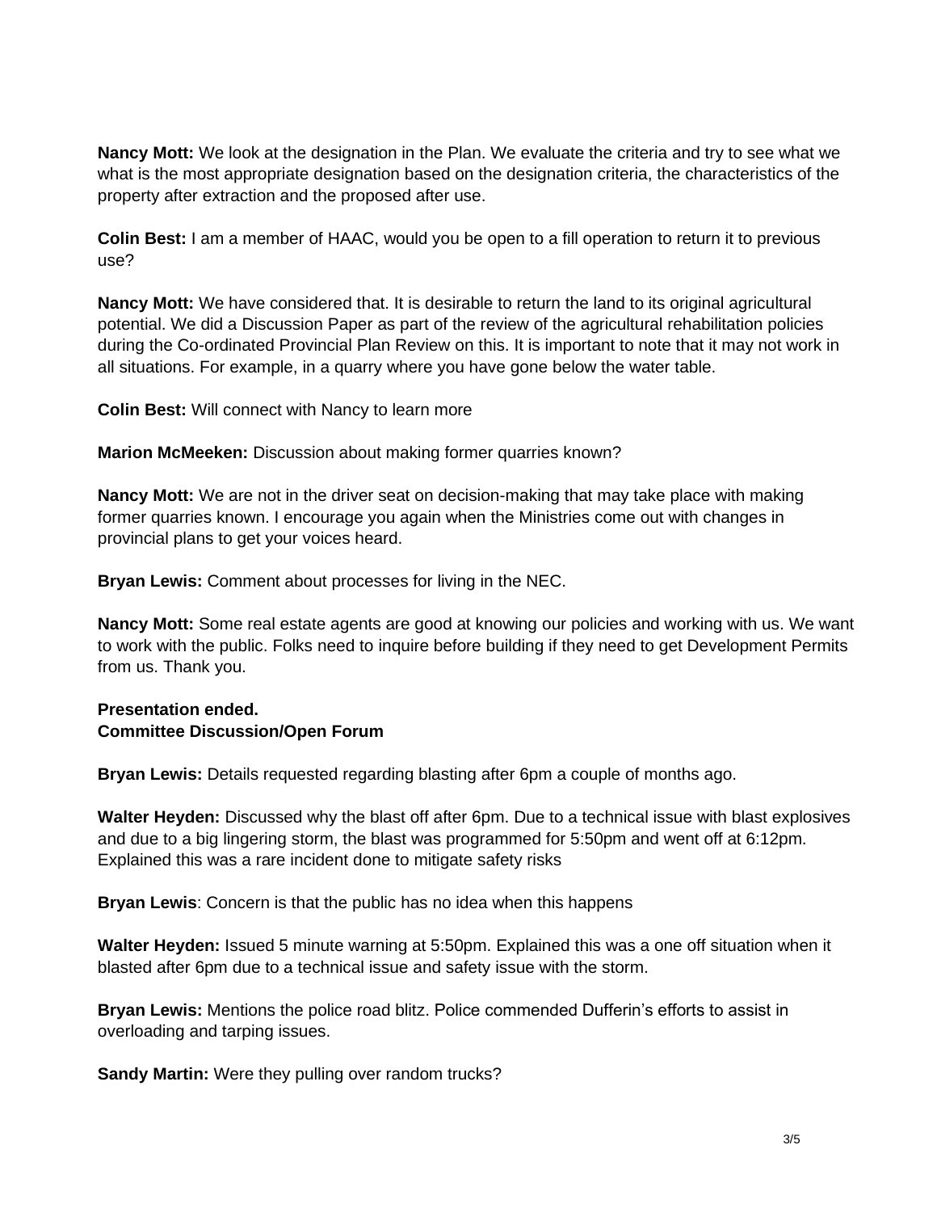**Nancy Mott:** We look at the designation in the Plan. We evaluate the criteria and try to see what we what is the most appropriate designation based on the designation criteria, the characteristics of the property after extraction and the proposed after use.

**Colin Best:** I am a member of HAAC, would you be open to a fill operation to return it to previous use?

**Nancy Mott:** We have considered that. It is desirable to return the land to its original agricultural potential. We did a Discussion Paper as part of the review of the agricultural rehabilitation policies during the Co-ordinated Provincial Plan Review on this. It is important to note that it may not work in all situations. For example, in a quarry where you have gone below the water table.

**Colin Best:** Will connect with Nancy to learn more

**Marion McMeeken:** Discussion about making former quarries known?

**Nancy Mott:** We are not in the driver seat on decision-making that may take place with making former quarries known. I encourage you again when the Ministries come out with changes in provincial plans to get your voices heard.

**Bryan Lewis:** Comment about processes for living in the NEC.

**Nancy Mott:** Some real estate agents are good at knowing our policies and working with us. We want to work with the public. Folks need to inquire before building if they need to get Development Permits from us. Thank you.

**Presentation ended.**
**Committee Discussion/Open Forum**

**Bryan Lewis:** Details requested regarding blasting after 6pm a couple of months ago.

**Walter Heyden:** Discussed why the blast off after 6pm. Due to a technical issue with blast explosives and due to a big lingering storm, the blast was programmed for 5:50pm and went off at 6:12pm. Explained this was a rare incident done to mitigate safety risks

**Bryan Lewis**: Concern is that the public has no idea when this happens

**Walter Heyden:** Issued 5 minute warning at 5:50pm. Explained this was a one off situation when it blasted after 6pm due to a technical issue and safety issue with the storm.

**Bryan Lewis:** Mentions the police road blitz. Police commended Dufferin's efforts to assist in overloading and tarping issues.

**Sandy Martin:** Were they pulling over random trucks?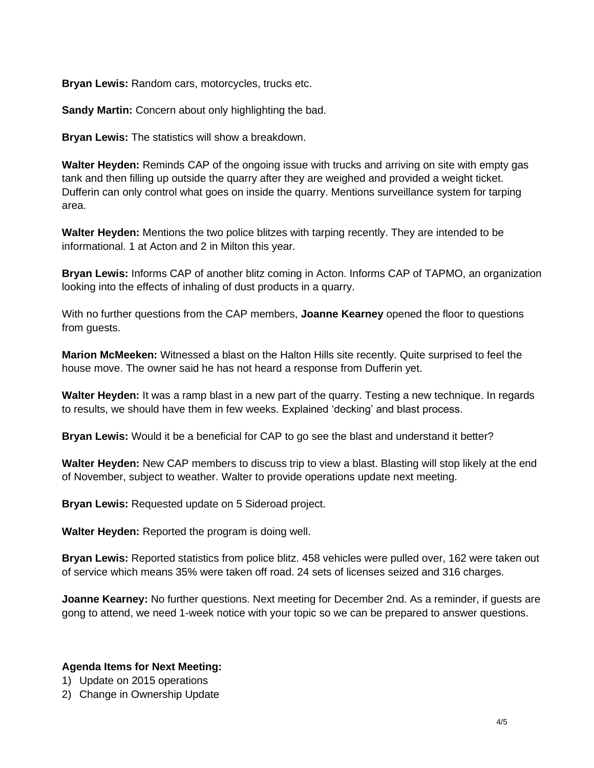**Bryan Lewis:** Random cars, motorcycles, trucks etc.

**Sandy Martin:** Concern about only highlighting the bad.

**Bryan Lewis:** The statistics will show a breakdown.

**Walter Heyden:** Reminds CAP of the ongoing issue with trucks and arriving on site with empty gas tank and then filling up outside the quarry after they are weighed and provided a weight ticket. Dufferin can only control what goes on inside the quarry. Mentions surveillance system for tarping area.

**Walter Heyden:** Mentions the two police blitzes with tarping recently. They are intended to be informational. 1 at Acton and 2 in Milton this year.

**Bryan Lewis:** Informs CAP of another blitz coming in Acton. Informs CAP of TAPMO, an organization looking into the effects of inhaling of dust products in a quarry.

With no further questions from the CAP members, **Joanne Kearney** opened the floor to questions from guests.

**Marion McMeeken:** Witnessed a blast on the Halton Hills site recently. Quite surprised to feel the house move. The owner said he has not heard a response from Dufferin yet.

**Walter Heyden:** It was a ramp blast in a new part of the quarry. Testing a new technique. In regards to results, we should have them in few weeks. Explained 'decking' and blast process.

**Bryan Lewis:** Would it be a beneficial for CAP to go see the blast and understand it better?

**Walter Heyden:** New CAP members to discuss trip to view a blast. Blasting will stop likely at the end of November, subject to weather. Walter to provide operations update next meeting.

**Bryan Lewis:** Requested update on 5 Sideroad project.

**Walter Heyden:** Reported the program is doing well.

**Bryan Lewis:** Reported statistics from police blitz. 458 vehicles were pulled over, 162 were taken out of service which means 35% were taken off road. 24 sets of licenses seized and 316 charges.

**Joanne Kearney:** No further questions. Next meeting for December 2nd. As a reminder, if guests are gong to attend, we need 1-week notice with your topic so we can be prepared to answer questions.

**Agenda Items for Next Meeting:**

1) Update on 2015 operations
2) Change in Ownership Update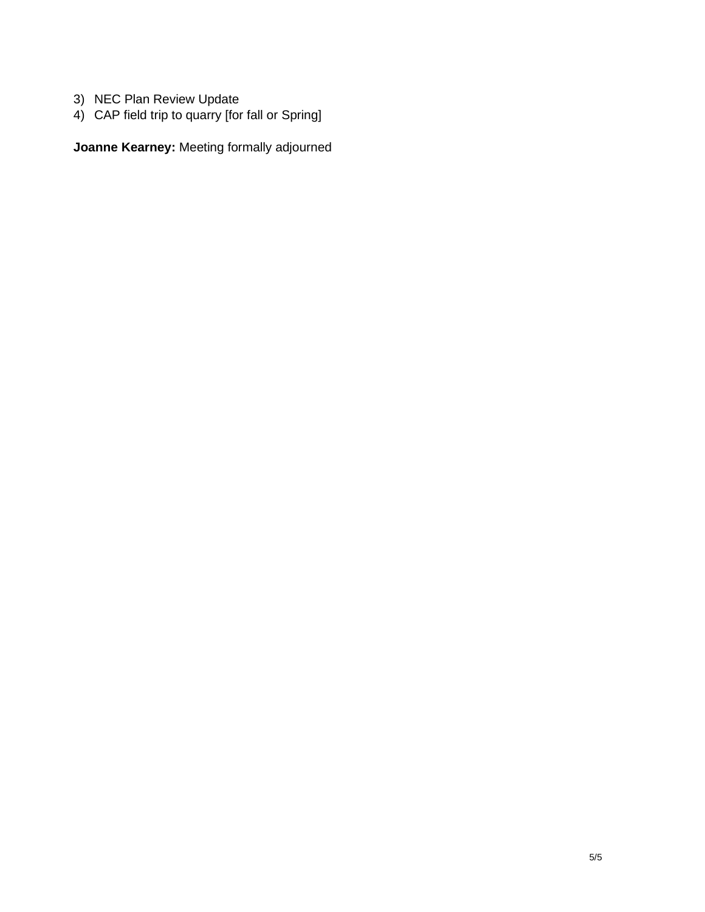3) NEC Plan Review Update
4) CAP field trip to quarry [for fall or Spring]

**Joanne Kearney:** Meeting formally adjourned